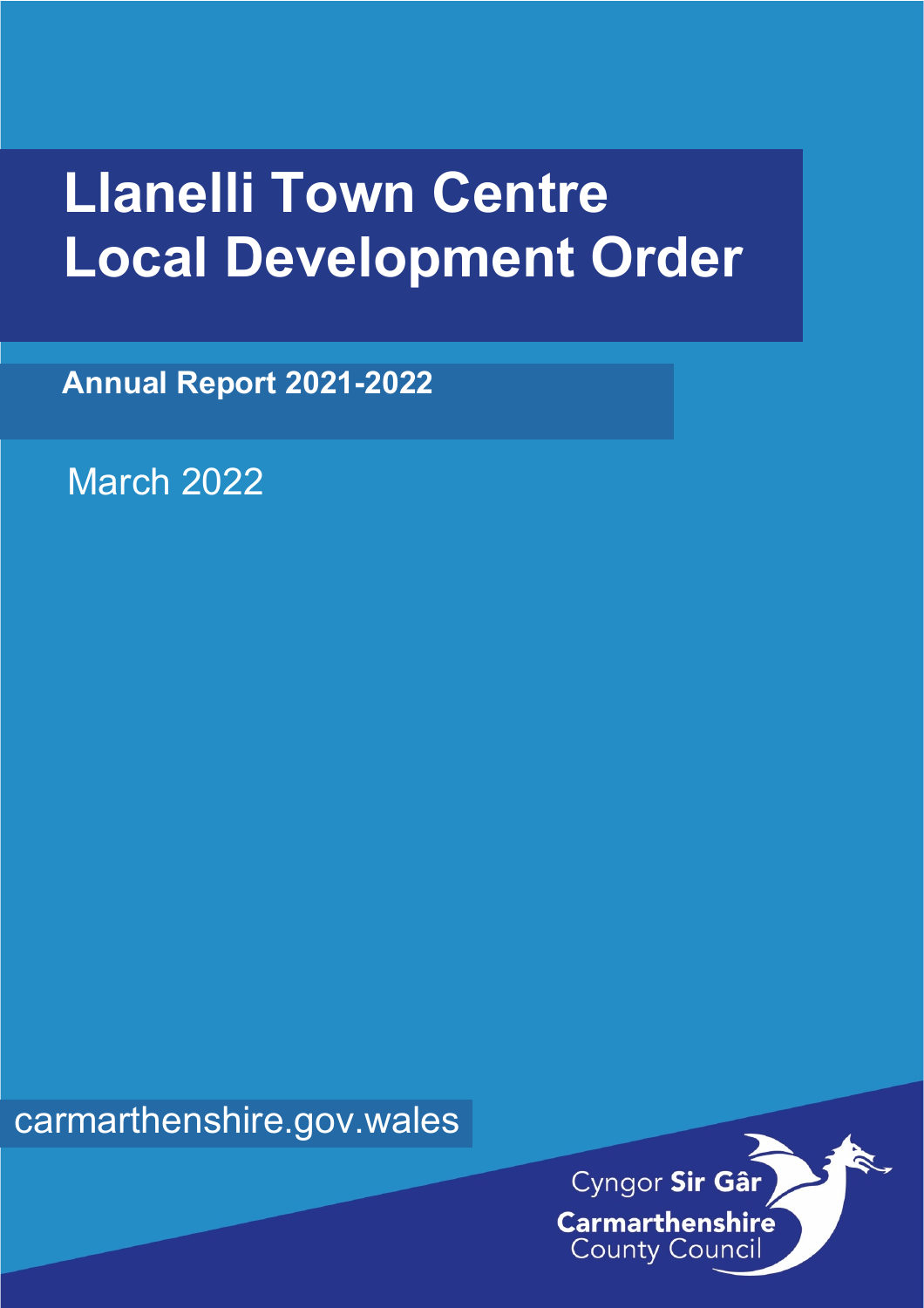# Llanelli Town Centre Local Development Order

## Annual Report 2021-2022

March 2022

carmarthenshire.gov.wales

Cyngor **Sir Gâr**
**Carmarthenshire**
County Council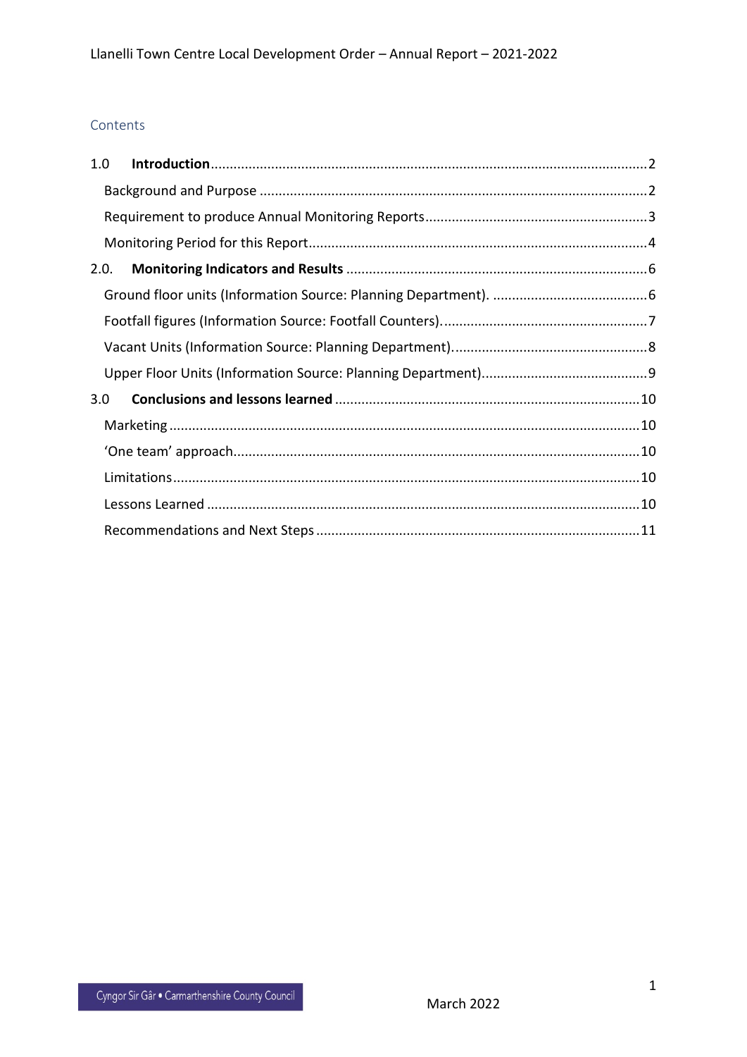Contents

| | |
|---|---|
| 1.0 **Introduction** | 2 |
| Background and Purpose | 2 |
| Requirement to produce Annual Monitoring Reports | 3 |
| Monitoring Period for this Report | 4 |
| 2.0. **Monitoring Indicators and Results** | 6 |
| Ground floor units (Information Source: Planning Department). | 6 |
| Footfall figures (Information Source: Footfall Counters). | 7 |
| Vacant Units (Information Source: Planning Department). | 8 |
| Upper Floor Units (Information Source: Planning Department) | 9 |
| 3.0 **Conclusions and lessons learned** | 10 |
| Marketing | 10 |
| 'One team' approach | 10 |
| Limitations | 10 |
| Lessons Learned | 10 |
| Recommendations and Next Steps | 11 |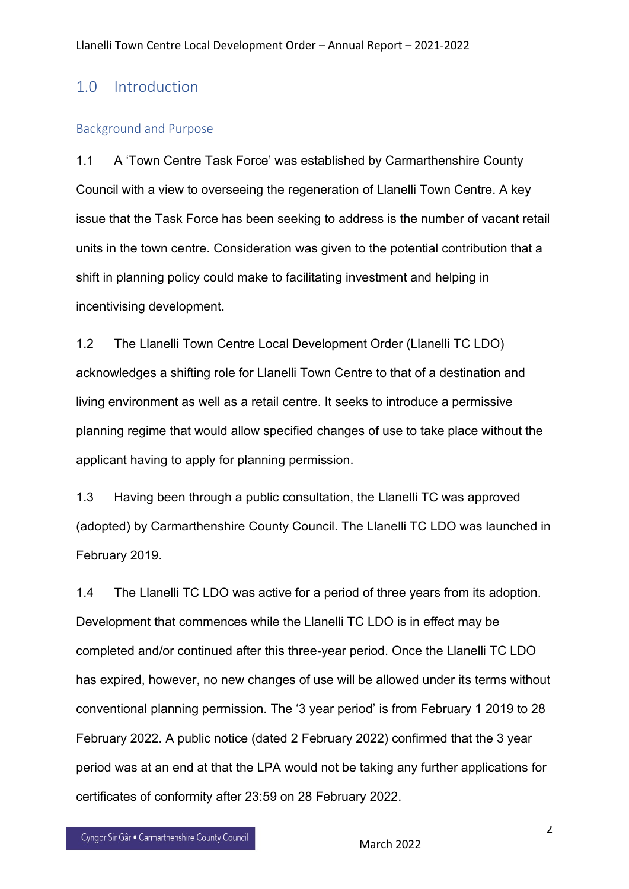# 1.0 Introduction

## Background and Purpose

1.1 A 'Town Centre Task Force' was established by Carmarthenshire County Council with a view to overseeing the regeneration of Llanelli Town Centre. A key issue that the Task Force has been seeking to address is the number of vacant retail units in the town centre. Consideration was given to the potential contribution that a shift in planning policy could make to facilitating investment and helping in incentivising development.

1.2 The Llanelli Town Centre Local Development Order (Llanelli TC LDO) acknowledges a shifting role for Llanelli Town Centre to that of a destination and living environment as well as a retail centre. It seeks to introduce a permissive planning regime that would allow specified changes of use to take place without the applicant having to apply for planning permission.

1.3 Having been through a public consultation, the Llanelli TC was approved (adopted) by Carmarthenshire County Council. The Llanelli TC LDO was launched in February 2019.

1.4 The Llanelli TC LDO was active for a period of three years from its adoption. Development that commences while the Llanelli TC LDO is in effect may be completed and/or continued after this three-year period. Once the Llanelli TC LDO has expired, however, no new changes of use will be allowed under its terms without conventional planning permission. The '3 year period' is from February 1 2019 to 28 February 2022. A public notice (dated 2 February 2022) confirmed that the 3 year period was at an end at that the LPA would not be taking any further applications for certificates of conformity after 23:59 on 28 February 2022.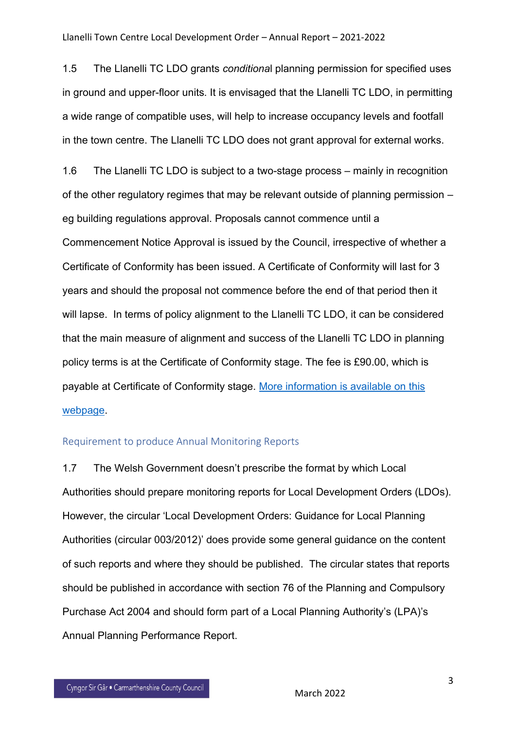1.5 The Llanelli TC LDO grants *conditional* planning permission for specified uses in ground and upper-floor units. It is envisaged that the Llanelli TC LDO, in permitting a wide range of compatible uses, will help to increase occupancy levels and footfall in the town centre. The Llanelli TC LDO does not grant approval for external works.

1.6 The Llanelli TC LDO is subject to a two-stage process – mainly in recognition of the other regulatory regimes that may be relevant outside of planning permission – eg building regulations approval. Proposals cannot commence until a Commencement Notice Approval is issued by the Council, irrespective of whether a Certificate of Conformity has been issued. A Certificate of Conformity will last for 3 years and should the proposal not commence before the end of that period then it will lapse. In terms of policy alignment to the Llanelli TC LDO, it can be considered that the main measure of alignment and success of the Llanelli TC LDO in planning policy terms is at the Certificate of Conformity stage. The fee is £90.00, which is payable at Certificate of Conformity stage. More information is available on this webpage.

## Requirement to produce Annual Monitoring Reports

1.7 The Welsh Government doesn't prescribe the format by which Local Authorities should prepare monitoring reports for Local Development Orders (LDOs). However, the circular 'Local Development Orders: Guidance for Local Planning Authorities (circular 003/2012)' does provide some general guidance on the content of such reports and where they should be published. The circular states that reports should be published in accordance with section 76 of the Planning and Compulsory Purchase Act 2004 and should form part of a Local Planning Authority's (LPA)'s Annual Planning Performance Report.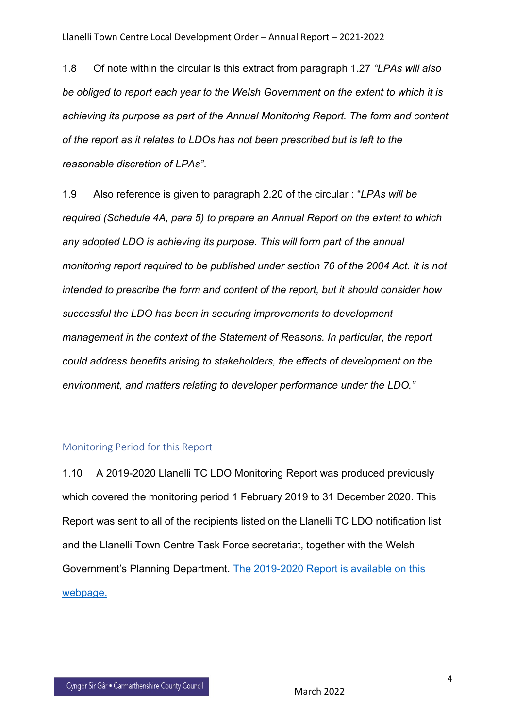1.8 Of note within the circular is this extract from paragraph 1.27 *“LPAs will also be obliged to report each year to the Welsh Government on the extent to which it is achieving its purpose as part of the Annual Monitoring Report. The form and content of the report as it relates to LDOs has not been prescribed but is left to the reasonable discretion of LPAs”*.

1.9 Also reference is given to paragraph 2.20 of the circular : “*LPAs will be required (Schedule 4A, para 5) to prepare an Annual Report on the extent to which any adopted LDO is achieving its purpose. This will form part of the annual monitoring report required to be published under section 76 of the 2004 Act. It is not intended to prescribe the form and content of the report, but it should consider how successful the LDO has been in securing improvements to development management in the context of the Statement of Reasons. In particular, the report could address benefits arising to stakeholders, the effects of development on the environment, and matters relating to developer performance under the LDO.”*

## Monitoring Period for this Report

1.10 A 2019-2020 Llanelli TC LDO Monitoring Report was produced previously which covered the monitoring period 1 February 2019 to 31 December 2020. This Report was sent to all of the recipients listed on the Llanelli TC LDO notification list and the Llanelli Town Centre Task Force secretariat, together with the Welsh Government’s Planning Department. [The 2019-2020 Report is available on this webpage.]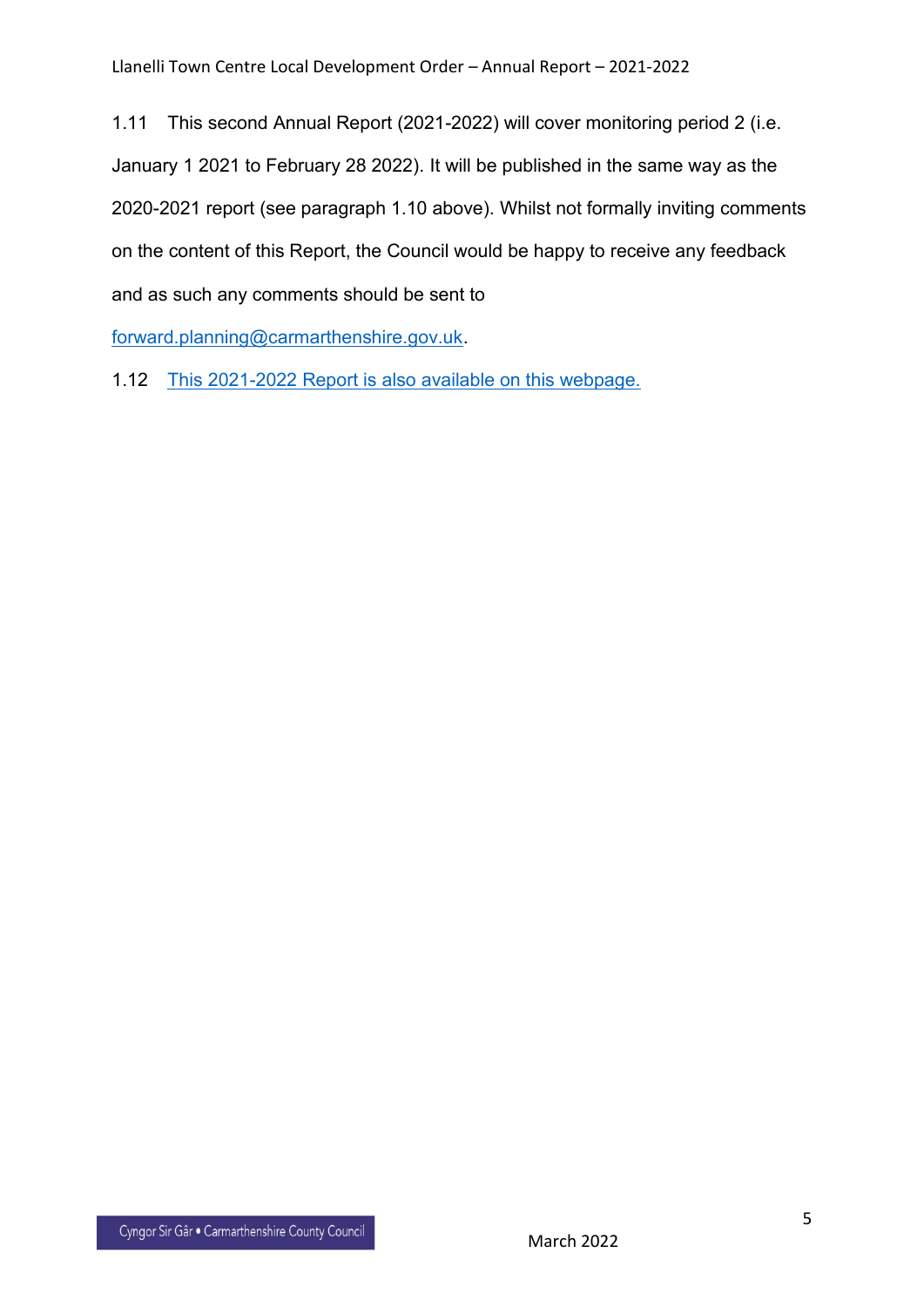1.11 This second Annual Report (2021-2022) will cover monitoring period 2 (i.e. January 1 2021 to February 28 2022). It will be published in the same way as the 2020-2021 report (see paragraph 1.10 above). Whilst not formally inviting comments on the content of this Report, the Council would be happy to receive any feedback and as such any comments should be sent to forward.planning@carmarthenshire.gov.uk.

1.12 This 2021-2022 Report is also available on this webpage.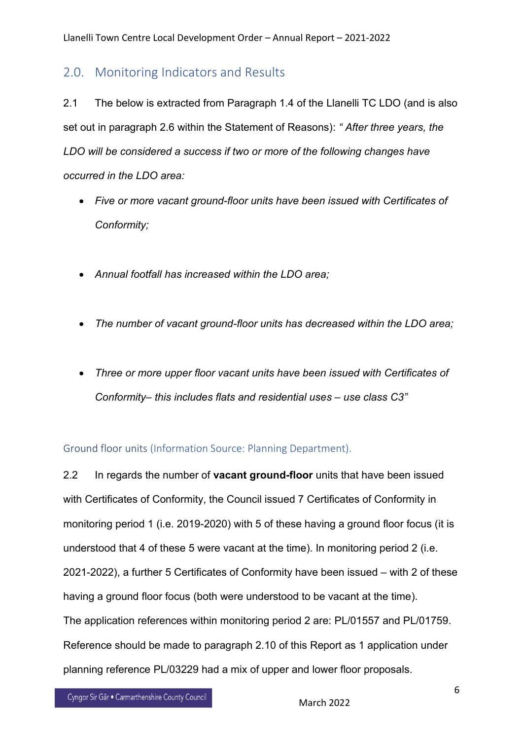## 2.0. Monitoring Indicators and Results

2.1 The below is extracted from Paragraph 1.4 of the Llanelli TC LDO (and is also set out in paragraph 2.6 within the Statement of Reasons): *" After three years, the LDO will be considered a success if two or more of the following changes have occurred in the LDO area:*

- *Five or more vacant ground-floor units have been issued with Certificates of Conformity;*
- *Annual footfall has increased within the LDO area;*
- *The number of vacant ground-floor units has decreased within the LDO area;*
- *Three or more upper floor vacant units have been issued with Certificates of Conformity– this includes flats and residential uses – use class C3"*

### Ground floor units (Information Source: Planning Department).

2.2 In regards the number of **vacant ground-floor** units that have been issued with Certificates of Conformity, the Council issued 7 Certificates of Conformity in monitoring period 1 (i.e. 2019-2020) with 5 of these having a ground floor focus (it is understood that 4 of these 5 were vacant at the time). In monitoring period 2 (i.e. 2021-2022), a further 5 Certificates of Conformity have been issued – with 2 of these having a ground floor focus (both were understood to be vacant at the time). The application references within monitoring period 2 are: PL/01557 and PL/01759. Reference should be made to paragraph 2.10 of this Report as 1 application under planning reference PL/03229 had a mix of upper and lower floor proposals.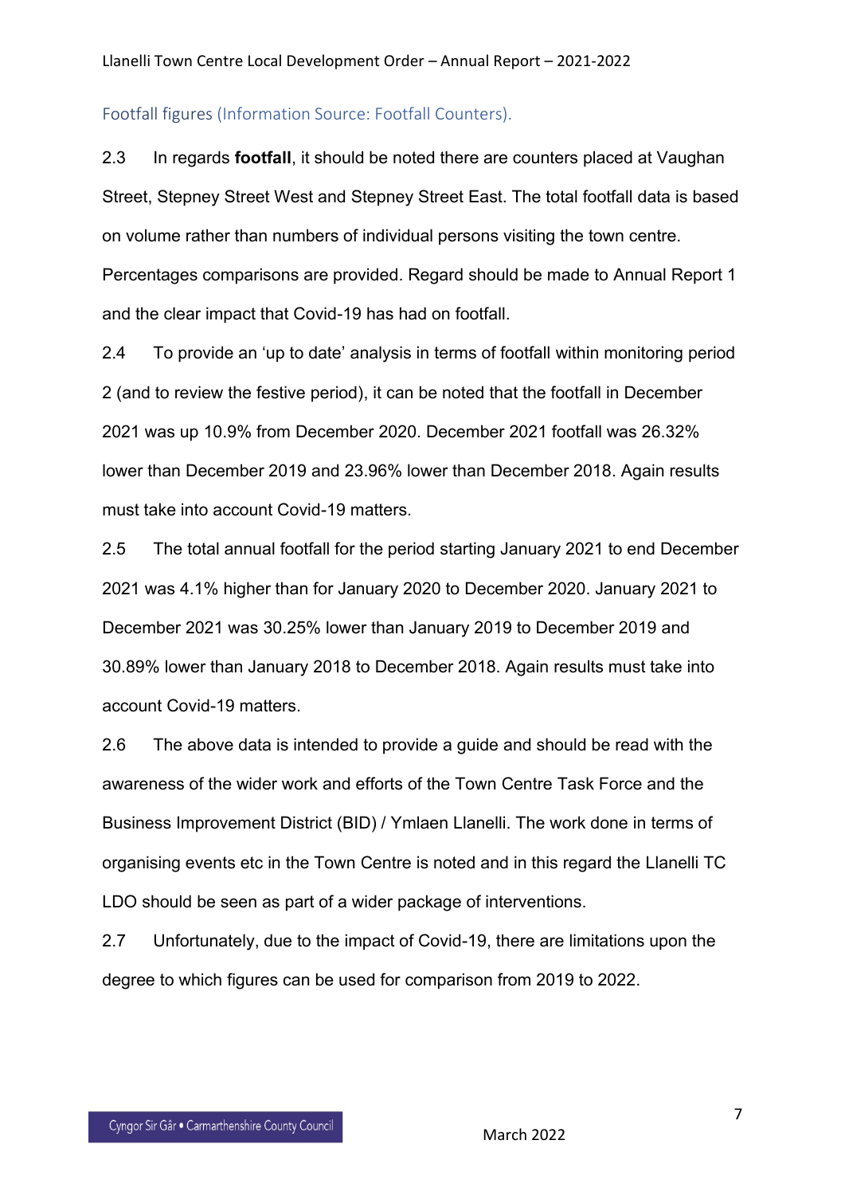### Footfall figures (Information Source: Footfall Counters).

2.3 In regards **footfall**, it should be noted there are counters placed at Vaughan Street, Stepney Street West and Stepney Street East. The total footfall data is based on volume rather than numbers of individual persons visiting the town centre. Percentages comparisons are provided. Regard should be made to Annual Report 1 and the clear impact that Covid-19 has had on footfall.

2.4 To provide an 'up to date' analysis in terms of footfall within monitoring period 2 (and to review the festive period), it can be noted that the footfall in December 2021 was up 10.9% from December 2020. December 2021 footfall was 26.32% lower than December 2019 and 23.96% lower than December 2018. Again results must take into account Covid-19 matters.

2.5 The total annual footfall for the period starting January 2021 to end December 2021 was 4.1% higher than for January 2020 to December 2020. January 2021 to December 2021 was 30.25% lower than January 2019 to December 2019 and 30.89% lower than January 2018 to December 2018. Again results must take into account Covid-19 matters.

2.6 The above data is intended to provide a guide and should be read with the awareness of the wider work and efforts of the Town Centre Task Force and the Business Improvement District (BID) / Ymlaen Llanelli. The work done in terms of organising events etc in the Town Centre is noted and in this regard the Llanelli TC LDO should be seen as part of a wider package of interventions.

2.7 Unfortunately, due to the impact of Covid-19, there are limitations upon the degree to which figures can be used for comparison from 2019 to 2022.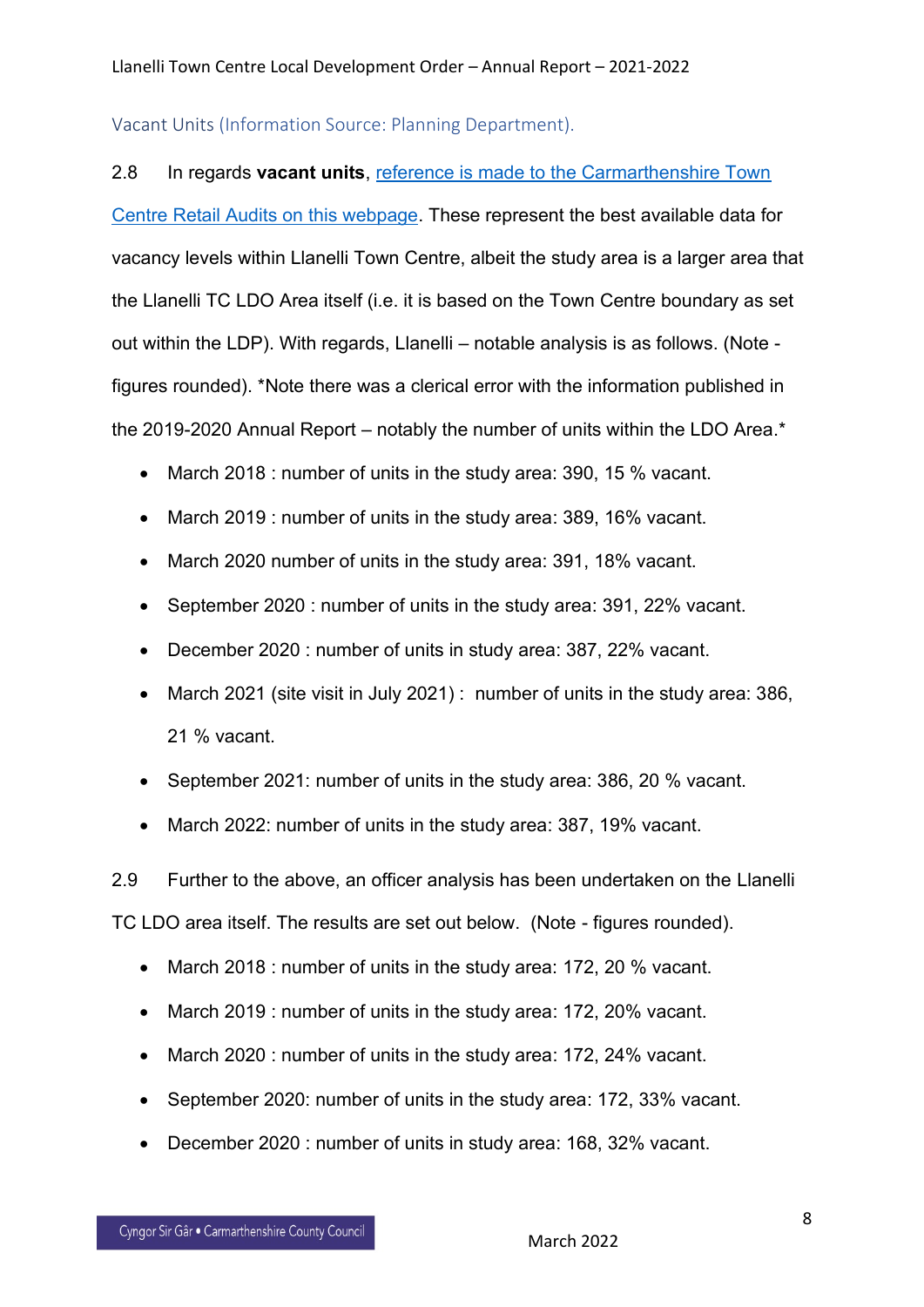### Vacant Units (Information Source: Planning Department).

2.8 In regards **vacant units**, reference is made to the Carmarthenshire Town Centre Retail Audits on this webpage. These represent the best available data for vacancy levels within Llanelli Town Centre, albeit the study area is a larger area that the Llanelli TC LDO Area itself (i.e. it is based on the Town Centre boundary as set out within the LDP). With regards, Llanelli – notable analysis is as follows. (Note - figures rounded). *Note there was a clerical error with the information published in the 2019-2020 Annual Report – notably the number of units within the LDO Area.*

- March 2018 : number of units in the study area: 390, 15 % vacant.
- March 2019 : number of units in the study area: 389, 16% vacant.
- March 2020 number of units in the study area: 391, 18% vacant.
- September 2020 : number of units in the study area: 391, 22% vacant.
- December 2020 : number of units in study area: 387, 22% vacant.
- March 2021 (site visit in July 2021) : number of units in the study area: 386, 21 % vacant.
- September 2021: number of units in the study area: 386, 20 % vacant.
- March 2022: number of units in the study area: 387, 19% vacant.

2.9 Further to the above, an officer analysis has been undertaken on the Llanelli TC LDO area itself. The results are set out below. (Note - figures rounded).

- March 2018 : number of units in the study area: 172, 20 % vacant.
- March 2019 : number of units in the study area: 172, 20% vacant.
- March 2020 : number of units in the study area: 172, 24% vacant.
- September 2020: number of units in the study area: 172, 33% vacant.
- December 2020 : number of units in study area: 168, 32% vacant.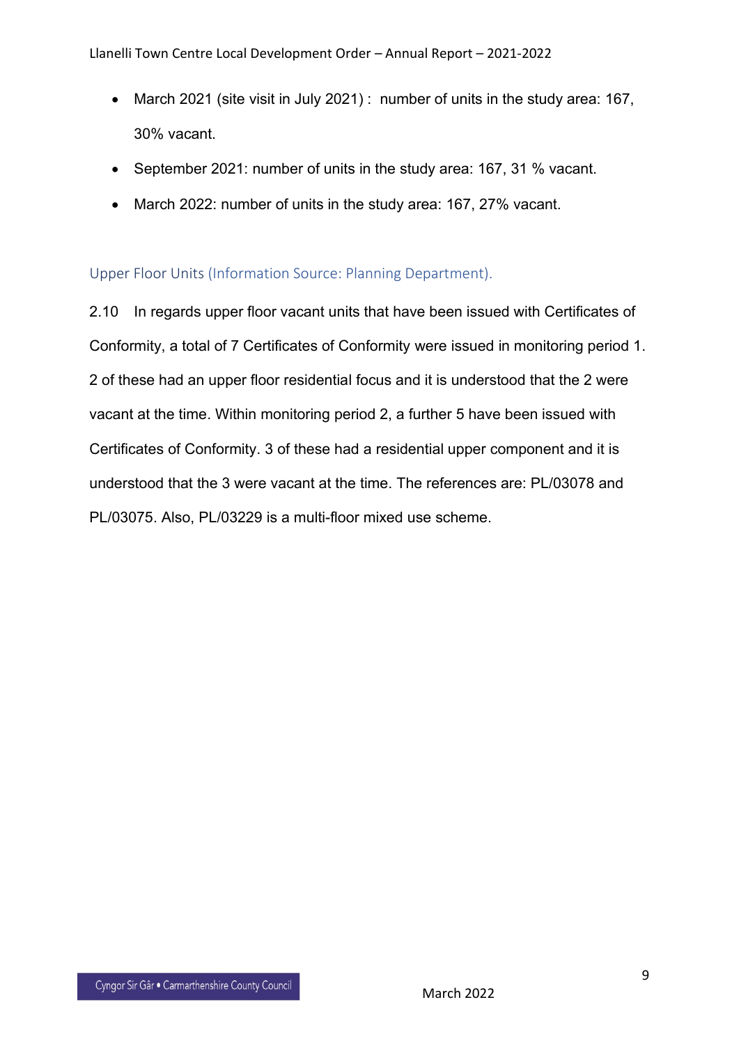- March 2021 (site visit in July 2021) : number of units in the study area: 167, 30% vacant.
- September 2021: number of units in the study area: 167, 31 % vacant.
- March 2022: number of units in the study area: 167, 27% vacant.

### Upper Floor Units (Information Source: Planning Department).

2.10 In regards upper floor vacant units that have been issued with Certificates of Conformity, a total of 7 Certificates of Conformity were issued in monitoring period 1. 2 of these had an upper floor residential focus and it is understood that the 2 were vacant at the time. Within monitoring period 2, a further 5 have been issued with Certificates of Conformity. 3 of these had a residential upper component and it is understood that the 3 were vacant at the time. The references are: PL/03078 and PL/03075. Also, PL/03229 is a multi-floor mixed use scheme.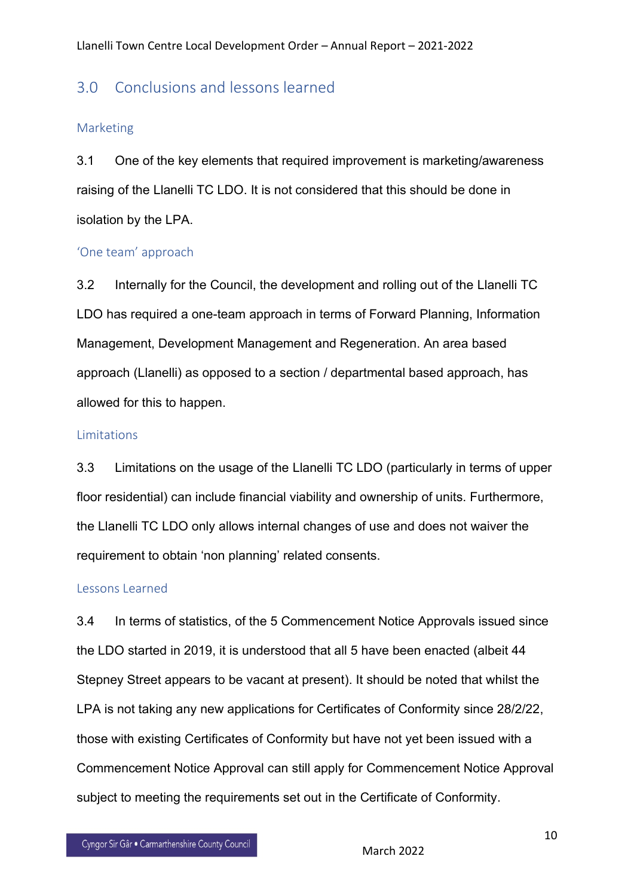## 3.0 Conclusions and lessons learned

### Marketing

3.1 One of the key elements that required improvement is marketing/awareness raising of the Llanelli TC LDO. It is not considered that this should be done in isolation by the LPA.

### 'One team' approach

3.2 Internally for the Council, the development and rolling out of the Llanelli TC LDO has required a one-team approach in terms of Forward Planning, Information Management, Development Management and Regeneration. An area based approach (Llanelli) as opposed to a section / departmental based approach, has allowed for this to happen.

### Limitations

3.3 Limitations on the usage of the Llanelli TC LDO (particularly in terms of upper floor residential) can include financial viability and ownership of units. Furthermore, the Llanelli TC LDO only allows internal changes of use and does not waiver the requirement to obtain 'non planning' related consents.

### Lessons Learned

3.4 In terms of statistics, of the 5 Commencement Notice Approvals issued since the LDO started in 2019, it is understood that all 5 have been enacted (albeit 44 Stepney Street appears to be vacant at present). It should be noted that whilst the LPA is not taking any new applications for Certificates of Conformity since 28/2/22, those with existing Certificates of Conformity but have not yet been issued with a Commencement Notice Approval can still apply for Commencement Notice Approval subject to meeting the requirements set out in the Certificate of Conformity.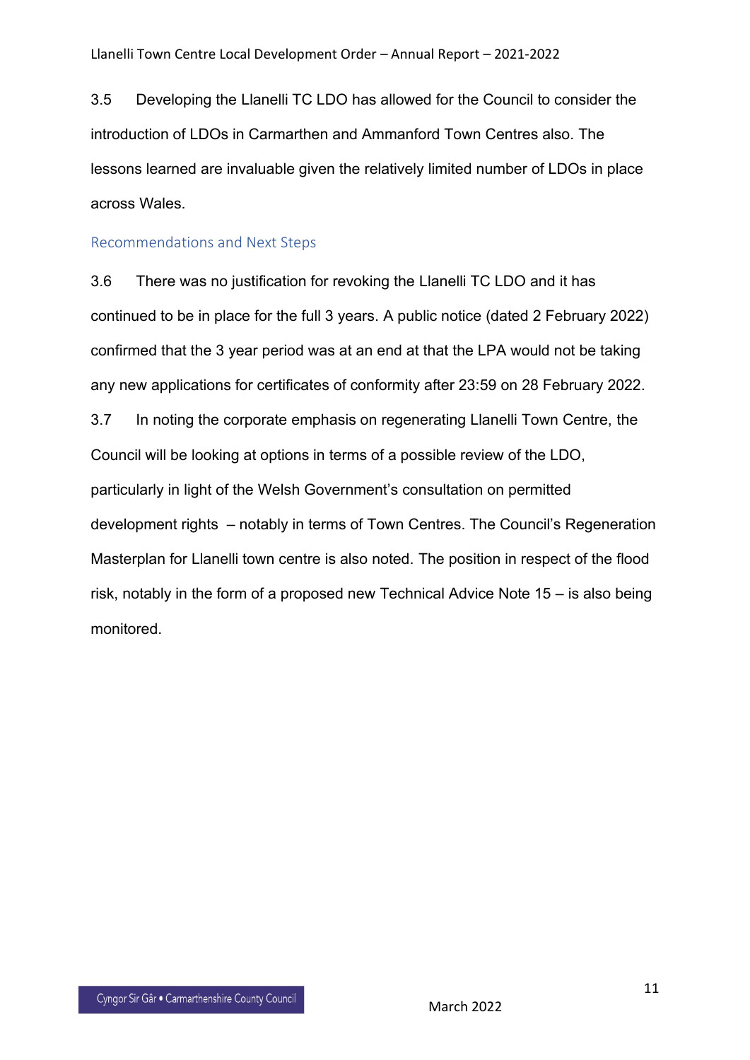3.5 Developing the Llanelli TC LDO has allowed for the Council to consider the introduction of LDOs in Carmarthen and Ammanford Town Centres also. The lessons learned are invaluable given the relatively limited number of LDOs in place across Wales.

## Recommendations and Next Steps

3.6 There was no justification for revoking the Llanelli TC LDO and it has continued to be in place for the full 3 years. A public notice (dated 2 February 2022) confirmed that the 3 year period was at an end at that the LPA would not be taking any new applications for certificates of conformity after 23:59 on 28 February 2022.

3.7 In noting the corporate emphasis on regenerating Llanelli Town Centre, the Council will be looking at options in terms of a possible review of the LDO, particularly in light of the Welsh Government's consultation on permitted development rights – notably in terms of Town Centres. The Council's Regeneration Masterplan for Llanelli town centre is also noted. The position in respect of the flood risk, notably in the form of a proposed new Technical Advice Note 15 – is also being monitored.